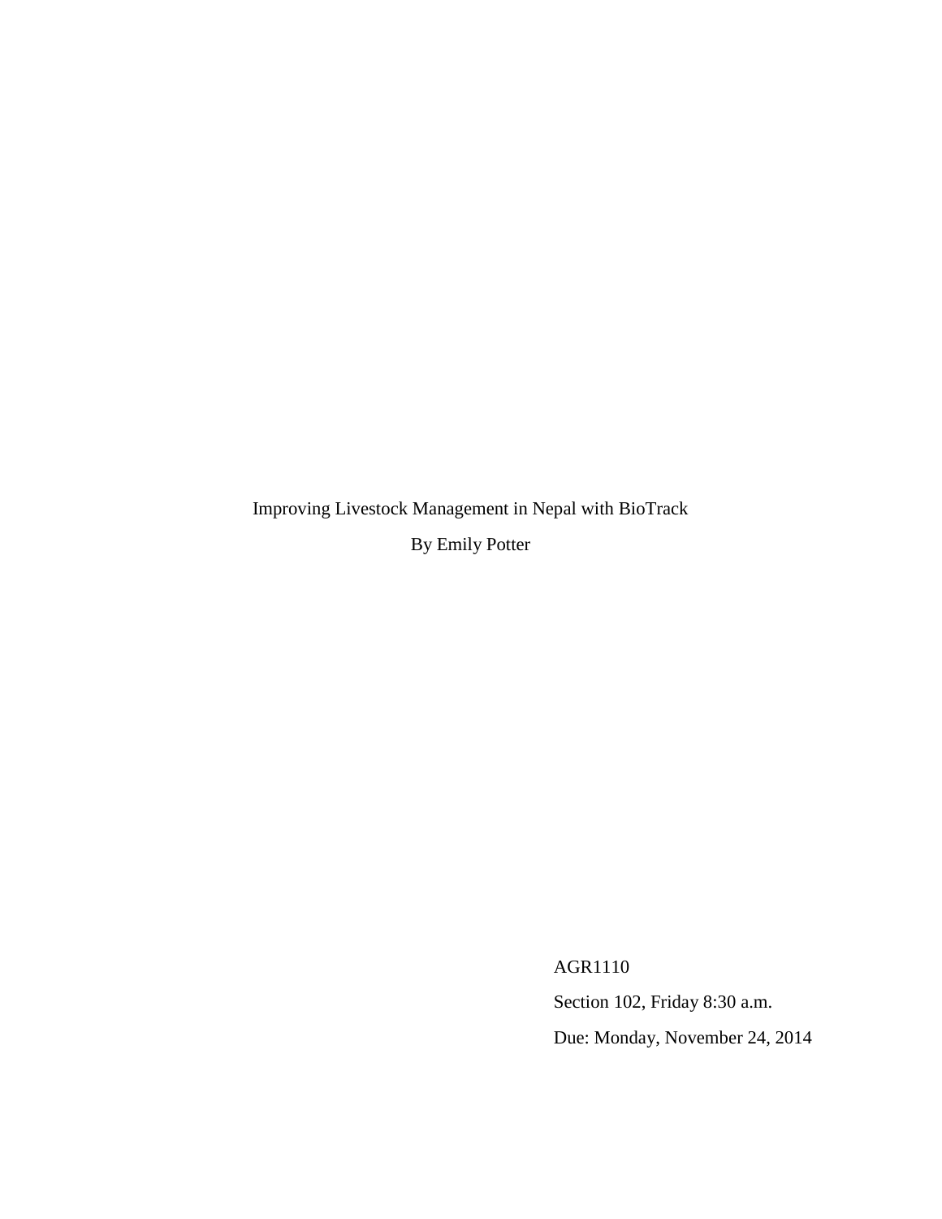Improving Livestock Management in Nepal with BioTrack

By Emily Potter

AGR1110

Section 102, Friday 8:30 a.m.

Due: Monday, November 24, 2014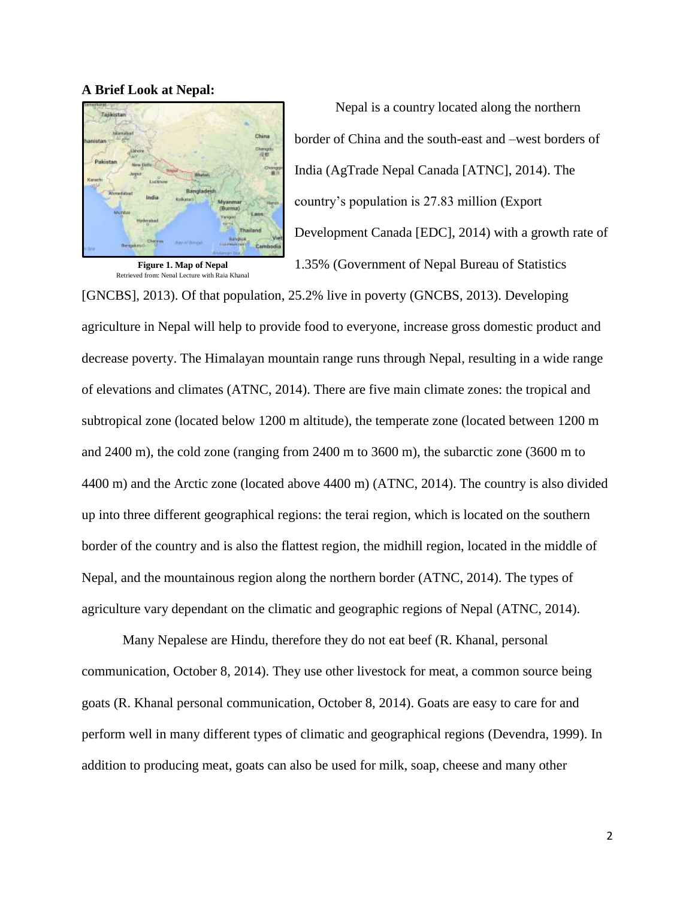**A Brief Look at Nepal:**

**Figure 1. Map of Nepal**
Retrieved from: Nepal Lecture with Raja Khanal

Nepal is a country located along the northern border of China and the south-east and –west borders of India (AgTrade Nepal Canada [ATNC], 2014). The country's population is 27.83 million (Export Development Canada [EDC], 2014) with a growth rate of 1.35% (Government of Nepal Bureau of Statistics [GNCBS], 2013). Of that population, 25.2% live in poverty (GNCBS, 2013). Developing agriculture in Nepal will help to provide food to everyone, increase gross domestic product and decrease poverty. The Himalayan mountain range runs through Nepal, resulting in a wide range of elevations and climates (ATNC, 2014). There are five main climate zones: the tropical and subtropical zone (located below 1200 m altitude), the temperate zone (located between 1200 m and 2400 m), the cold zone (ranging from 2400 m to 3600 m), the subarctic zone (3600 m to 4400 m) and the Arctic zone (located above 4400 m) (ATNC, 2014). The country is also divided up into three different geographical regions: the terai region, which is located on the southern border of the country and is also the flattest region, the midhill region, located in the middle of Nepal, and the mountainous region along the northern border (ATNC, 2014). The types of agriculture vary dependant on the climatic and geographic regions of Nepal (ATNC, 2014).

Many Nepalese are Hindu, therefore they do not eat beef (R. Khanal, personal communication, October 8, 2014). They use other livestock for meat, a common source being goats (R. Khanal personal communication, October 8, 2014). Goats are easy to care for and perform well in many different types of climatic and geographical regions (Devendra, 1999). In addition to producing meat, goats can also be used for milk, soap, cheese and many other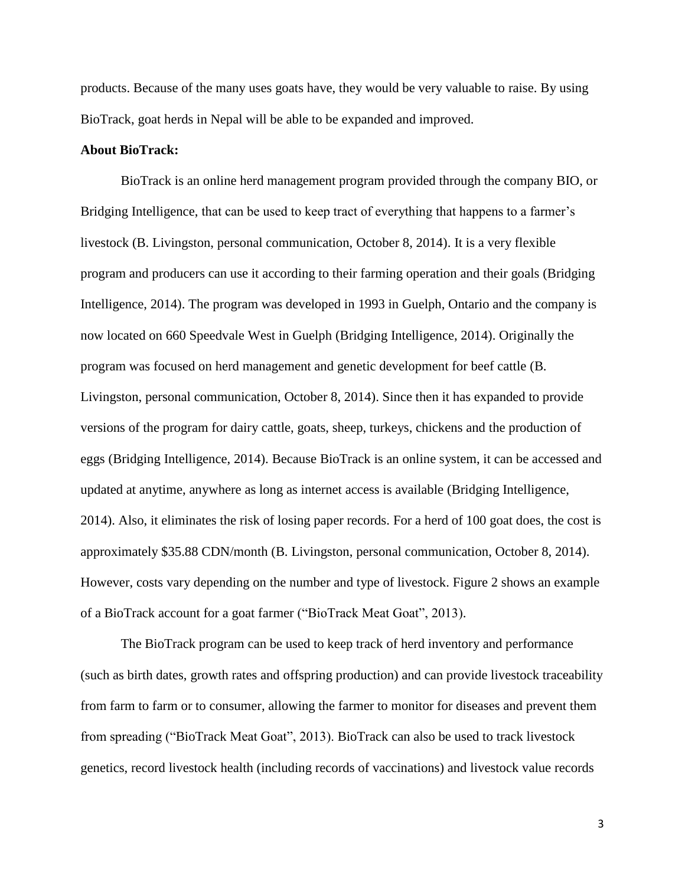products. Because of the many uses goats have, they would be very valuable to raise. By using BioTrack, goat herds in Nepal will be able to be expanded and improved.

**About BioTrack:**

BioTrack is an online herd management program provided through the company BIO, or Bridging Intelligence, that can be used to keep tract of everything that happens to a farmer's livestock (B. Livingston, personal communication, October 8, 2014). It is a very flexible program and producers can use it according to their farming operation and their goals (Bridging Intelligence, 2014). The program was developed in 1993 in Guelph, Ontario and the company is now located on 660 Speedvale West in Guelph (Bridging Intelligence, 2014). Originally the program was focused on herd management and genetic development for beef cattle (B. Livingston, personal communication, October 8, 2014). Since then it has expanded to provide versions of the program for dairy cattle, goats, sheep, turkeys, chickens and the production of eggs (Bridging Intelligence, 2014). Because BioTrack is an online system, it can be accessed and updated at anytime, anywhere as long as internet access is available (Bridging Intelligence, 2014). Also, it eliminates the risk of losing paper records. For a herd of 100 goat does, the cost is approximately $35.88 CDN/month (B. Livingston, personal communication, October 8, 2014). However, costs vary depending on the number and type of livestock. Figure 2 shows an example of a BioTrack account for a goat farmer ("BioTrack Meat Goat", 2013).

The BioTrack program can be used to keep track of herd inventory and performance (such as birth dates, growth rates and offspring production) and can provide livestock traceability from farm to farm or to consumer, allowing the farmer to monitor for diseases and prevent them from spreading ("BioTrack Meat Goat", 2013). BioTrack can also be used to track livestock genetics, record livestock health (including records of vaccinations) and livestock value records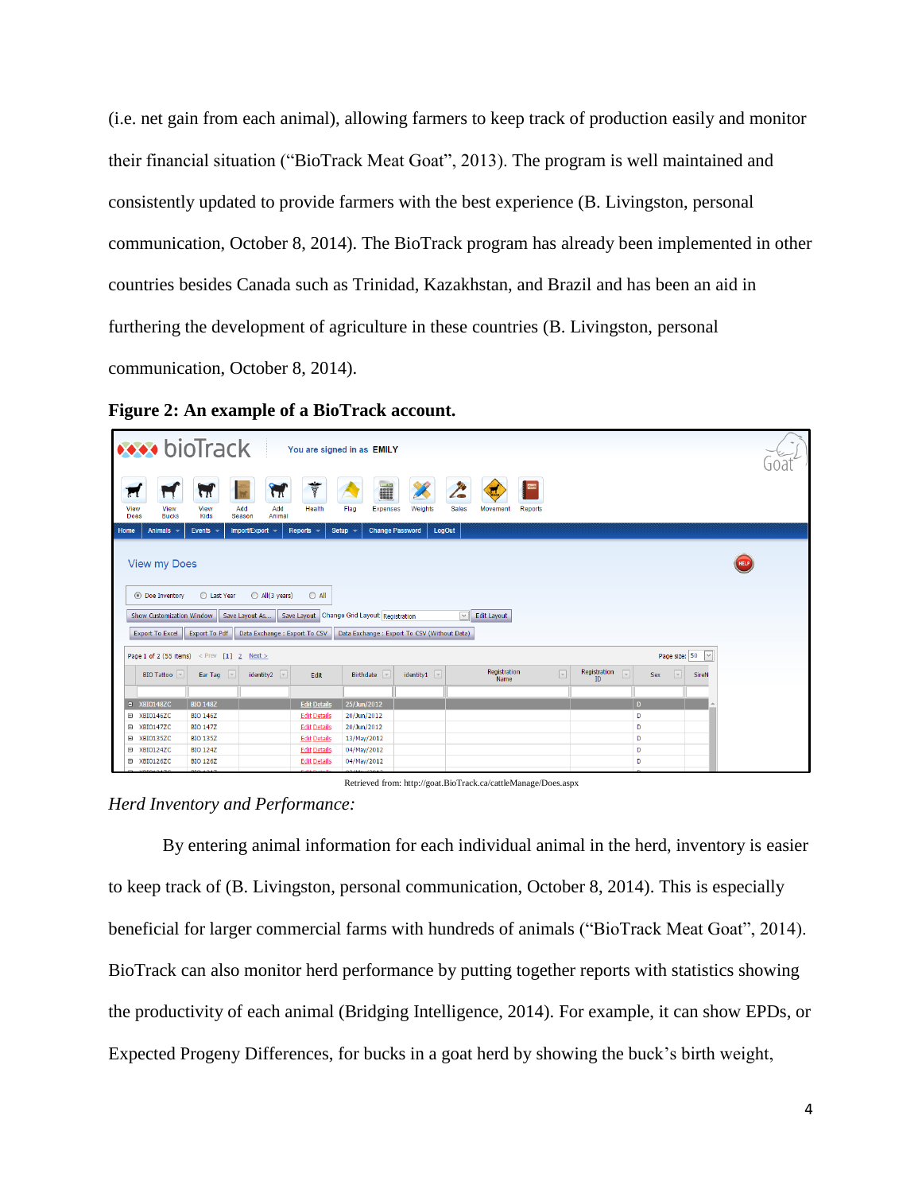(i.e. net gain from each animal), allowing farmers to keep track of production easily and monitor their financial situation ("BioTrack Meat Goat", 2013). The program is well maintained and consistently updated to provide farmers with the best experience (B. Livingston, personal communication, October 8, 2014). The BioTrack program has already been implemented in other countries besides Canada such as Trinidad, Kazakhstan, and Brazil and has been an aid in furthering the development of agriculture in these countries (B. Livingston, personal communication, October 8, 2014).

**Figure 2: An example of a BioTrack account.**

Retrieved from: http://goat.BioTrack.ca/cattleManage/Does.aspx

*Herd Inventory and Performance:*

By entering animal information for each individual animal in the herd, inventory is easier to keep track of (B. Livingston, personal communication, October 8, 2014). This is especially beneficial for larger commercial farms with hundreds of animals ("BioTrack Meat Goat", 2014). BioTrack can also monitor herd performance by putting together reports with statistics showing the productivity of each animal (Bridging Intelligence, 2014). For example, it can show EPDs, or Expected Progeny Differences, for bucks in a goat herd by showing the buck's birth weight,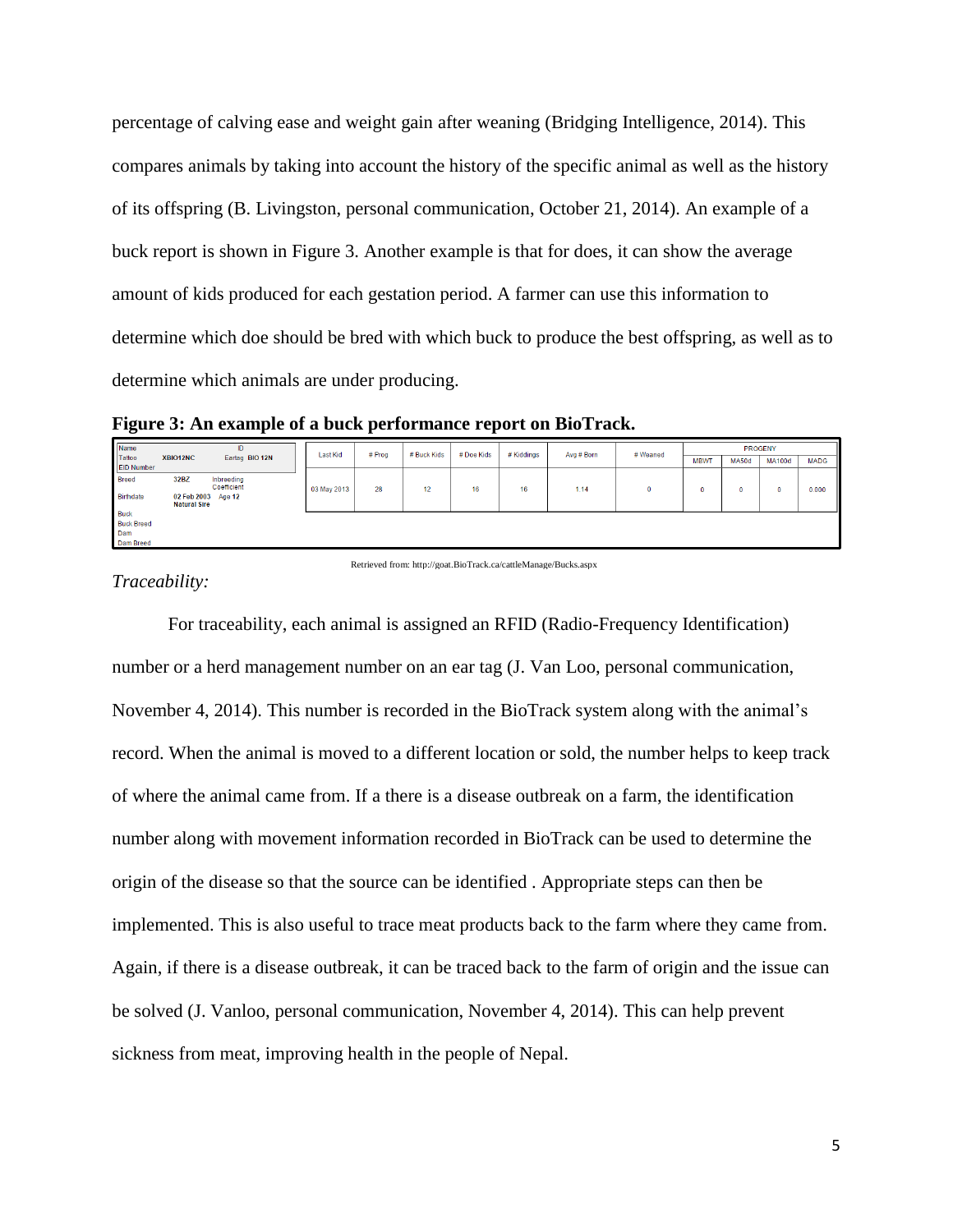percentage of calving ease and weight gain after weaning (Bridging Intelligence, 2014). This compares animals by taking into account the history of the specific animal as well as the history of its offspring (B. Livingston, personal communication, October 21, 2014). An example of a buck report is shown in Figure 3. Another example is that for does, it can show the average amount of kids produced for each gestation period. A farmer can use this information to determine which doe should be bred with which buck to produce the best offspring, as well as to determine which animals are under producing.

**Figure 3: An example of a buck performance report on BioTrack.**

| Name | | ID | Last Kid | # Prog | # Buck Kids | # Doe Kids | # Kiddings | Avg # Born | # Weaned | PROGENY | | | |
|---|---|---|---|---|---|---|---|---|---|---|---|---|---|
| Tattoo | XBIO12NC | Eartag BIO 12N | | | | | | | | MBWT | MA50d | MA100d | MADG |
| EID Number | | | | | | | | | | | | | |
| Breed | 32BZ | Inbreeding Coefficient | 03 May 2013 | 28 | 12 | 16 | 16 | 1.14 | 0 | 0 | 0 | 0 | 0.000 |
| Birthdate | 02 Feb 2003 Natural Sire | Age 12 | | | | | | | | | | | |
| Buck | | | | | | | | | | | | | |
| Buck Breed | | | | | | | | | | | | | |
| Dam | | | | | | | | | | | | | |
| Dam Breed | | | | | | | | | | | | | |

Retrieved from: http://goat.BioTrack.ca/cattleManage/Bucks.aspx

*Traceability:*

For traceability, each animal is assigned an RFID (Radio-Frequency Identification) number or a herd management number on an ear tag (J. Van Loo, personal communication, November 4, 2014). This number is recorded in the BioTrack system along with the animal's record. When the animal is moved to a different location or sold, the number helps to keep track of where the animal came from. If a there is a disease outbreak on a farm, the identification number along with movement information recorded in BioTrack can be used to determine the origin of the disease so that the source can be identified . Appropriate steps can then be implemented. This is also useful to trace meat products back to the farm where they came from. Again, if there is a disease outbreak, it can be traced back to the farm of origin and the issue can be solved (J. Vanloo, personal communication, November 4, 2014). This can help prevent sickness from meat, improving health in the people of Nepal.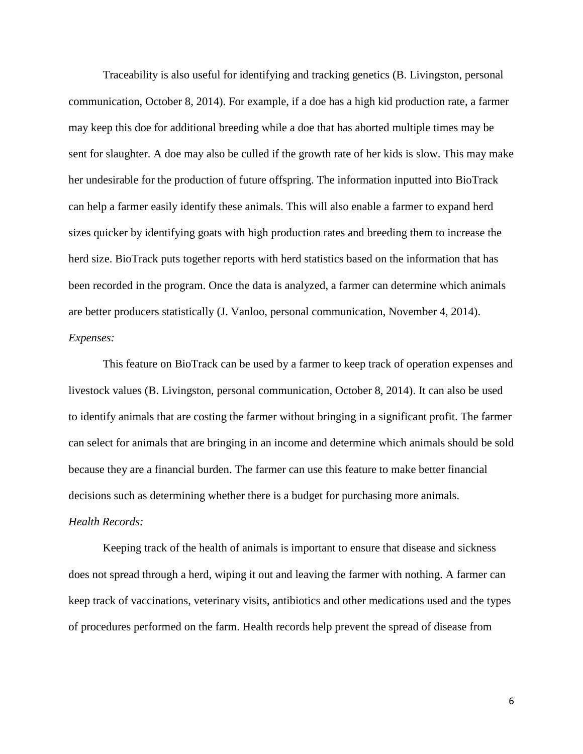Traceability is also useful for identifying and tracking genetics (B. Livingston, personal communication, October 8, 2014). For example, if a doe has a high kid production rate, a farmer may keep this doe for additional breeding while a doe that has aborted multiple times may be sent for slaughter. A doe may also be culled if the growth rate of her kids is slow. This may make her undesirable for the production of future offspring. The information inputted into BioTrack can help a farmer easily identify these animals. This will also enable a farmer to expand herd sizes quicker by identifying goats with high production rates and breeding them to increase the herd size. BioTrack puts together reports with herd statistics based on the information that has been recorded in the program. Once the data is analyzed, a farmer can determine which animals are better producers statistically (J. Vanloo, personal communication, November 4, 2014).

*Expenses:*

This feature on BioTrack can be used by a farmer to keep track of operation expenses and livestock values (B. Livingston, personal communication, October 8, 2014). It can also be used to identify animals that are costing the farmer without bringing in a significant profit. The farmer can select for animals that are bringing in an income and determine which animals should be sold because they are a financial burden. The farmer can use this feature to make better financial decisions such as determining whether there is a budget for purchasing more animals.

*Health Records:*

Keeping track of the health of animals is important to ensure that disease and sickness does not spread through a herd, wiping it out and leaving the farmer with nothing. A farmer can keep track of vaccinations, veterinary visits, antibiotics and other medications used and the types of procedures performed on the farm. Health records help prevent the spread of disease from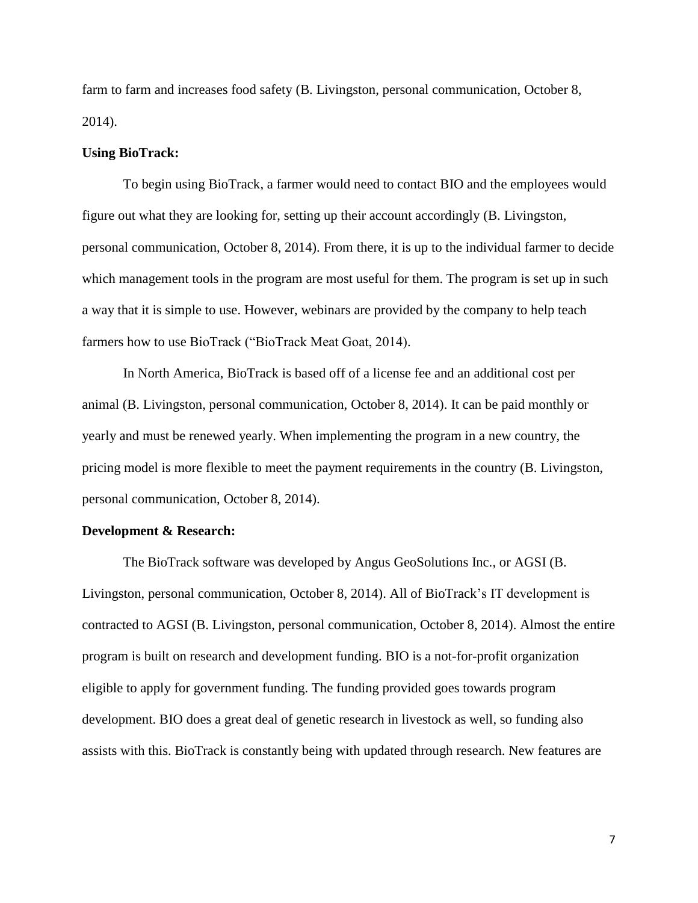farm to farm and increases food safety (B. Livingston, personal communication, October 8, 2014).

**Using BioTrack:**

To begin using BioTrack, a farmer would need to contact BIO and the employees would figure out what they are looking for, setting up their account accordingly (B. Livingston, personal communication, October 8, 2014). From there, it is up to the individual farmer to decide which management tools in the program are most useful for them. The program is set up in such a way that it is simple to use. However, webinars are provided by the company to help teach farmers how to use BioTrack ("BioTrack Meat Goat, 2014).

In North America, BioTrack is based off of a license fee and an additional cost per animal (B. Livingston, personal communication, October 8, 2014). It can be paid monthly or yearly and must be renewed yearly. When implementing the program in a new country, the pricing model is more flexible to meet the payment requirements in the country (B. Livingston, personal communication, October 8, 2014).

**Development & Research:**

The BioTrack software was developed by Angus GeoSolutions Inc., or AGSI (B. Livingston, personal communication, October 8, 2014). All of BioTrack's IT development is contracted to AGSI (B. Livingston, personal communication, October 8, 2014). Almost the entire program is built on research and development funding. BIO is a not-for-profit organization eligible to apply for government funding. The funding provided goes towards program development. BIO does a great deal of genetic research in livestock as well, so funding also assists with this. BioTrack is constantly being with updated through research. New features are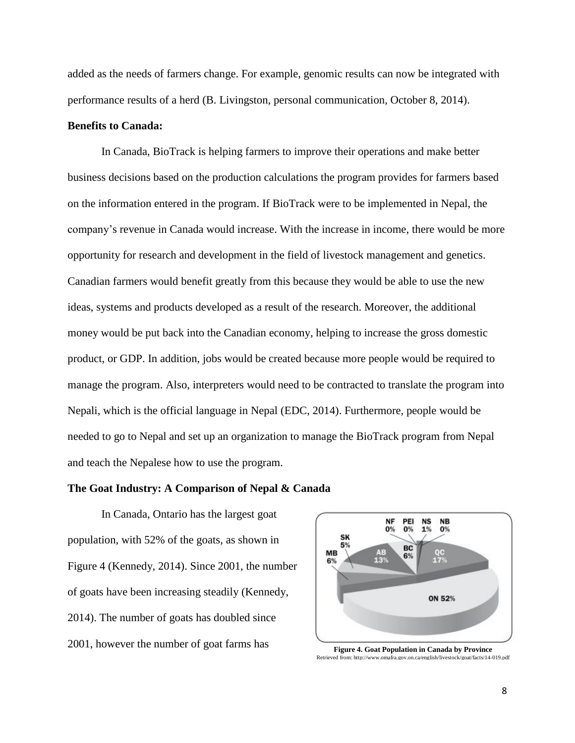added as the needs of farmers change. For example, genomic results can now be integrated with performance results of a herd (B. Livingston, personal communication, October 8, 2014).

**Benefits to Canada:**

In Canada, BioTrack is helping farmers to improve their operations and make better business decisions based on the production calculations the program provides for farmers based on the information entered in the program. If BioTrack were to be implemented in Nepal, the company's revenue in Canada would increase. With the increase in income, there would be more opportunity for research and development in the field of livestock management and genetics. Canadian farmers would benefit greatly from this because they would be able to use the new ideas, systems and products developed as a result of the research. Moreover, the additional money would be put back into the Canadian economy, helping to increase the gross domestic product, or GDP. In addition, jobs would be created because more people would be required to manage the program. Also, interpreters would need to be contracted to translate the program into Nepali, which is the official language in Nepal (EDC, 2014). Furthermore, people would be needed to go to Nepal and set up an organization to manage the BioTrack program from Nepal and teach the Nepalese how to use the program.

**The Goat Industry: A Comparison of Nepal & Canada**

In Canada, Ontario has the largest goat population, with 52% of the goats, as shown in Figure 4 (Kennedy, 2014). Since 2001, the number of goats have been increasing steadily (Kennedy, 2014). The number of goats has doubled since 2001, however the number of goat farms has

**Figure 4. Goat Population in Canada by Province**
Retrieved from: http://www.omafra.gov.on.ca/english/livestock/goat/facts/14-019.pdf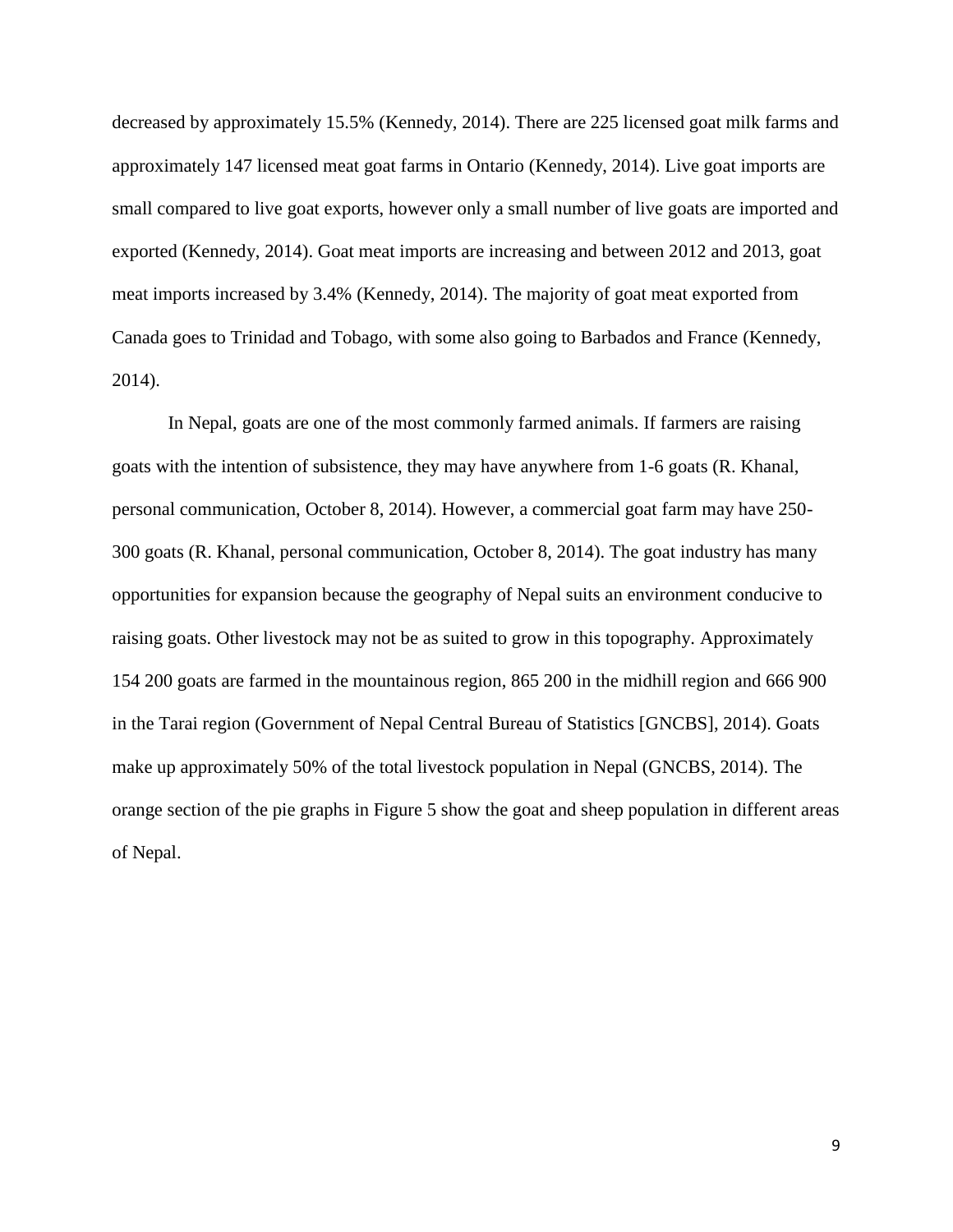decreased by approximately 15.5% (Kennedy, 2014). There are 225 licensed goat milk farms and approximately 147 licensed meat goat farms in Ontario (Kennedy, 2014). Live goat imports are small compared to live goat exports, however only a small number of live goats are imported and exported (Kennedy, 2014). Goat meat imports are increasing and between 2012 and 2013, goat meat imports increased by 3.4% (Kennedy, 2014). The majority of goat meat exported from Canada goes to Trinidad and Tobago, with some also going to Barbados and France (Kennedy, 2014).

In Nepal, goats are one of the most commonly farmed animals. If farmers are raising goats with the intention of subsistence, they may have anywhere from 1-6 goats (R. Khanal, personal communication, October 8, 2014). However, a commercial goat farm may have 250-300 goats (R. Khanal, personal communication, October 8, 2014). The goat industry has many opportunities for expansion because the geography of Nepal suits an environment conducive to raising goats. Other livestock may not be as suited to grow in this topography. Approximately 154 200 goats are farmed in the mountainous region, 865 200 in the midhill region and 666 900 in the Tarai region (Government of Nepal Central Bureau of Statistics [GNCBS], 2014). Goats make up approximately 50% of the total livestock population in Nepal (GNCBS, 2014). The orange section of the pie graphs in Figure 5 show the goat and sheep population in different areas of Nepal.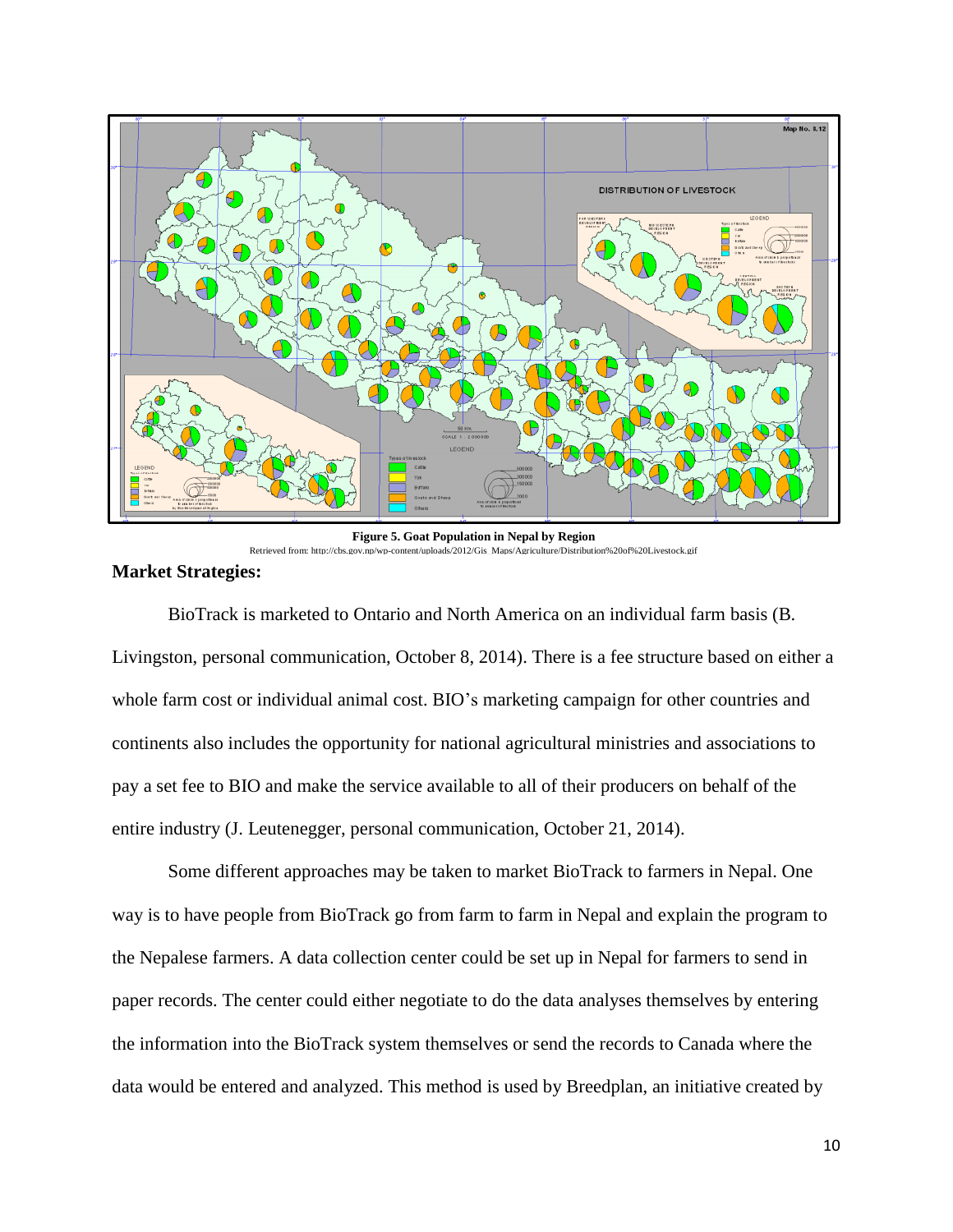**Figure 5. Goat Population in Nepal by Region**

Retrieved from: http://cbs.gov.np/wp-content/uploads/2012/Gis_Maps/Agriculture/Distribution%20of%20Livestock.gif

## Market Strategies:

BioTrack is marketed to Ontario and North America on an individual farm basis (B. Livingston, personal communication, October 8, 2014). There is a fee structure based on either a whole farm cost or individual animal cost. BIO's marketing campaign for other countries and continents also includes the opportunity for national agricultural ministries and associations to pay a set fee to BIO and make the service available to all of their producers on behalf of the entire industry (J. Leutenegger, personal communication, October 21, 2014).

Some different approaches may be taken to market BioTrack to farmers in Nepal. One way is to have people from BioTrack go from farm to farm in Nepal and explain the program to the Nepalese farmers. A data collection center could be set up in Nepal for farmers to send in paper records. The center could either negotiate to do the data analyses themselves by entering the information into the BioTrack system themselves or send the records to Canada where the data would be entered and analyzed. This method is used by Breedplan, an initiative created by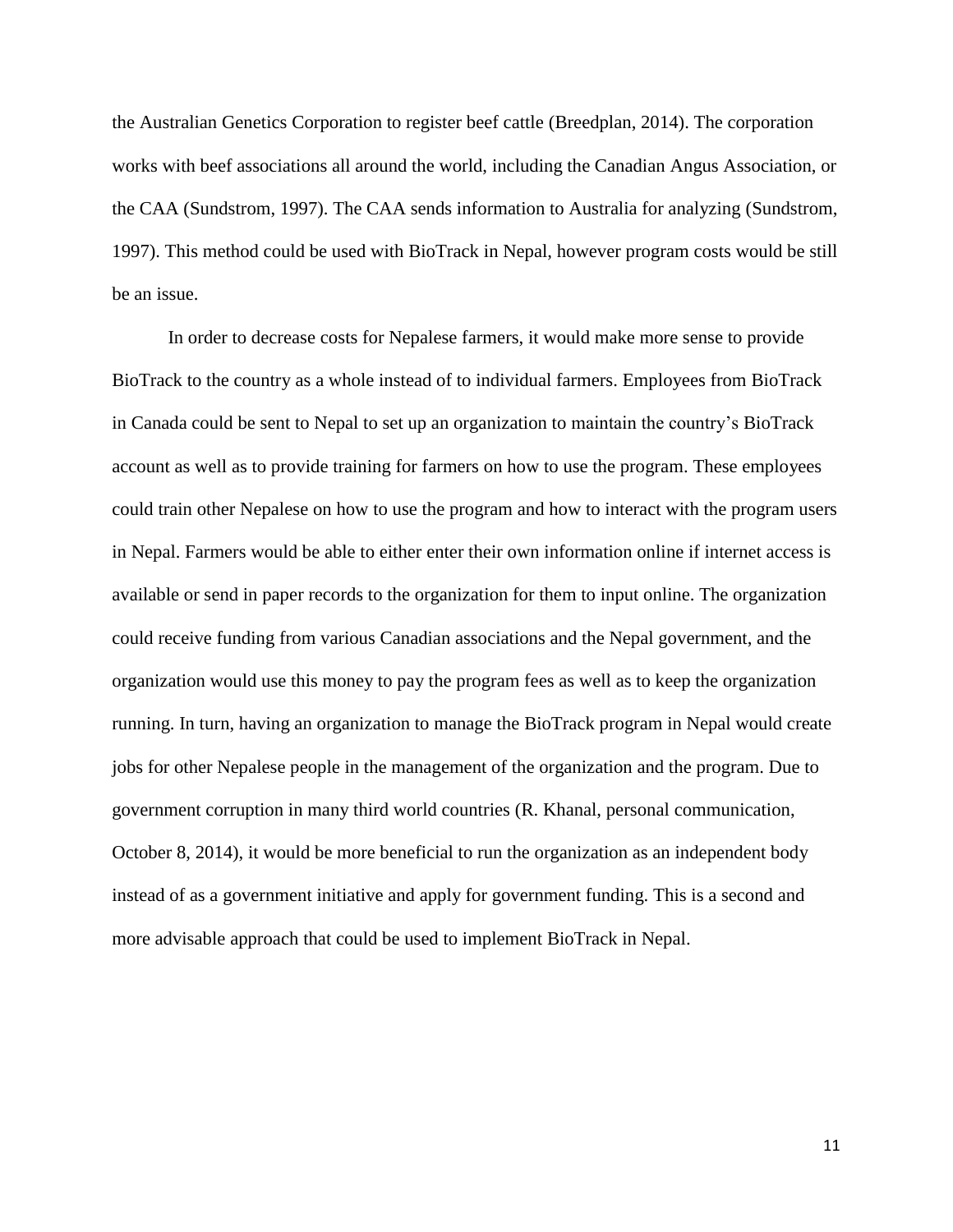the Australian Genetics Corporation to register beef cattle (Breedplan, 2014). The corporation works with beef associations all around the world, including the Canadian Angus Association, or the CAA (Sundstrom, 1997). The CAA sends information to Australia for analyzing (Sundstrom, 1997). This method could be used with BioTrack in Nepal, however program costs would be still be an issue.

In order to decrease costs for Nepalese farmers, it would make more sense to provide BioTrack to the country as a whole instead of to individual farmers. Employees from BioTrack in Canada could be sent to Nepal to set up an organization to maintain the country's BioTrack account as well as to provide training for farmers on how to use the program. These employees could train other Nepalese on how to use the program and how to interact with the program users in Nepal. Farmers would be able to either enter their own information online if internet access is available or send in paper records to the organization for them to input online. The organization could receive funding from various Canadian associations and the Nepal government, and the organization would use this money to pay the program fees as well as to keep the organization running. In turn, having an organization to manage the BioTrack program in Nepal would create jobs for other Nepalese people in the management of the organization and the program. Due to government corruption in many third world countries (R. Khanal, personal communication, October 8, 2014), it would be more beneficial to run the organization as an independent body instead of as a government initiative and apply for government funding. This is a second and more advisable approach that could be used to implement BioTrack in Nepal.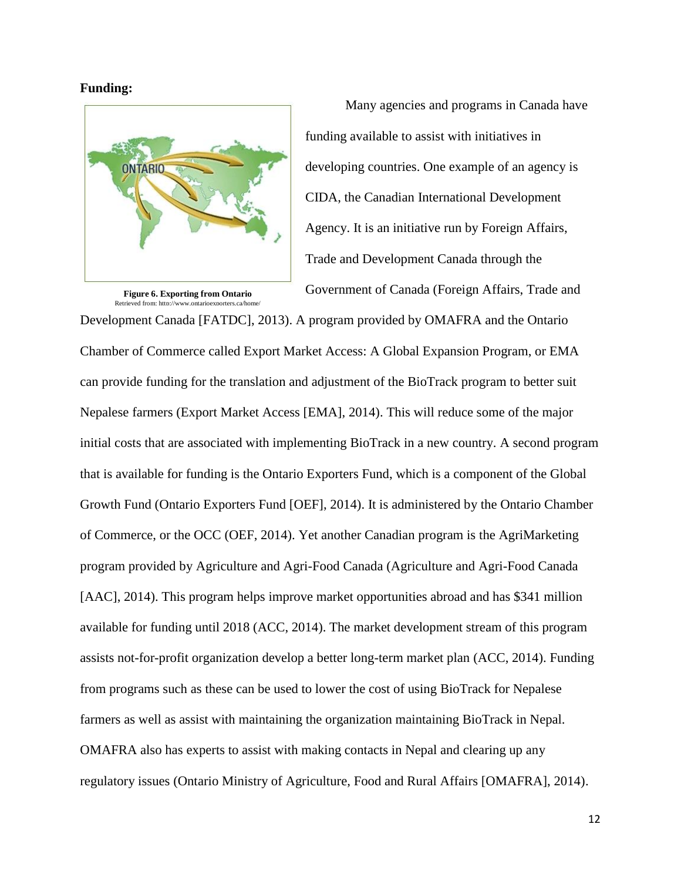**Funding:**

Figure 6. Exporting from Ontario
Retrieved from: http://www.ontarioexporters.ca/home/

Many agencies and programs in Canada have funding available to assist with initiatives in developing countries. One example of an agency is CIDA, the Canadian International Development Agency. It is an initiative run by Foreign Affairs, Trade and Development Canada through the Government of Canada (Foreign Affairs, Trade and Development Canada [FATDC], 2013). A program provided by OMAFRA and the Ontario Chamber of Commerce called Export Market Access: A Global Expansion Program, or EMA can provide funding for the translation and adjustment of the BioTrack program to better suit Nepalese farmers (Export Market Access [EMA], 2014). This will reduce some of the major initial costs that are associated with implementing BioTrack in a new country. A second program that is available for funding is the Ontario Exporters Fund, which is a component of the Global Growth Fund (Ontario Exporters Fund [OEF], 2014). It is administered by the Ontario Chamber of Commerce, or the OCC (OEF, 2014). Yet another Canadian program is the AgriMarketing program provided by Agriculture and Agri-Food Canada (Agriculture and Agri-Food Canada [AAC], 2014). This program helps improve market opportunities abroad and has $341 million available for funding until 2018 (ACC, 2014). The market development stream of this program assists not-for-profit organization develop a better long-term market plan (ACC, 2014). Funding from programs such as these can be used to lower the cost of using BioTrack for Nepalese farmers as well as assist with maintaining the organization maintaining BioTrack in Nepal. OMAFRA also has experts to assist with making contacts in Nepal and clearing up any regulatory issues (Ontario Ministry of Agriculture, Food and Rural Affairs [OMAFRA], 2014).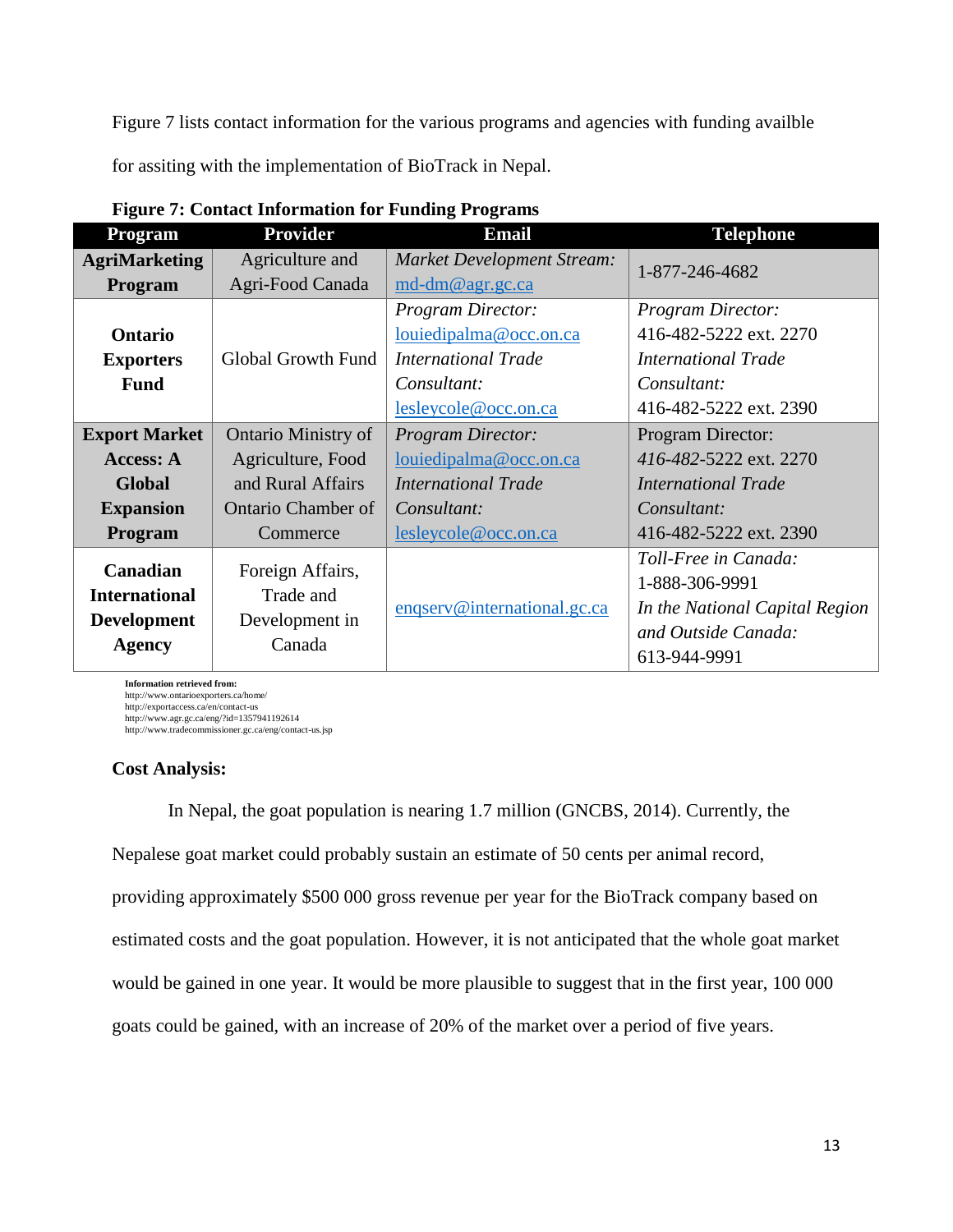Figure 7 lists contact information for the various programs and agencies with funding availble for assiting with the implementation of BioTrack in Nepal.

**Figure 7: Contact Information for Funding Programs**

| Program | Provider | Email | Telephone |
|---|---|---|---|
| **AgriMarketing Program** | Agriculture and Agri-Food Canada | *Market Development Stream:* md-dm@agr.gc.ca | 1-877-246-4682 |
| **Ontario Exporters Fund** | Global Growth Fund | *Program Director:* louiedipalma@occ.on.ca *International Trade Consultant:* lesleycole@occ.on.ca | *Program Director:* 416-482-5222 ext. 2270 *International Trade Consultant:* 416-482-5222 ext. 2390 |
| **Export Market Access: A Global Expansion Program** | Ontario Ministry of Agriculture, Food and Rural Affairs Ontario Chamber of Commerce | *Program Director:* louiedipalma@occ.on.ca *International Trade Consultant:* lesleycole@occ.on.ca | Program Director: *416-482*-5222 ext. 2270 *International Trade Consultant:* 416-482-5222 ext. 2390 |
| **Canadian International Development Agency** | Foreign Affairs, Trade and Development in Canada | enqserv@international.gc.ca | *Toll-Free in Canada:* 1-888-306-9991 *In the National Capital Region and Outside Canada:* 613-944-9991 |

**Information retrieved from:**
http://www.ontarioexporters.ca/home/
http://exportaccess.ca/en/contact-us
http://www.agr.gc.ca/eng/?id=1357941192614
http://www.tradecommissioner.gc.ca/eng/contact-us.jsp

**Cost Analysis:**

In Nepal, the goat population is nearing 1.7 million (GNCBS, 2014). Currently, the Nepalese goat market could probably sustain an estimate of 50 cents per animal record, providing approximately $500 000 gross revenue per year for the BioTrack company based on estimated costs and the goat population. However, it is not anticipated that the whole goat market would be gained in one year. It would be more plausible to suggest that in the first year, 100 000 goats could be gained, with an increase of 20% of the market over a period of five years.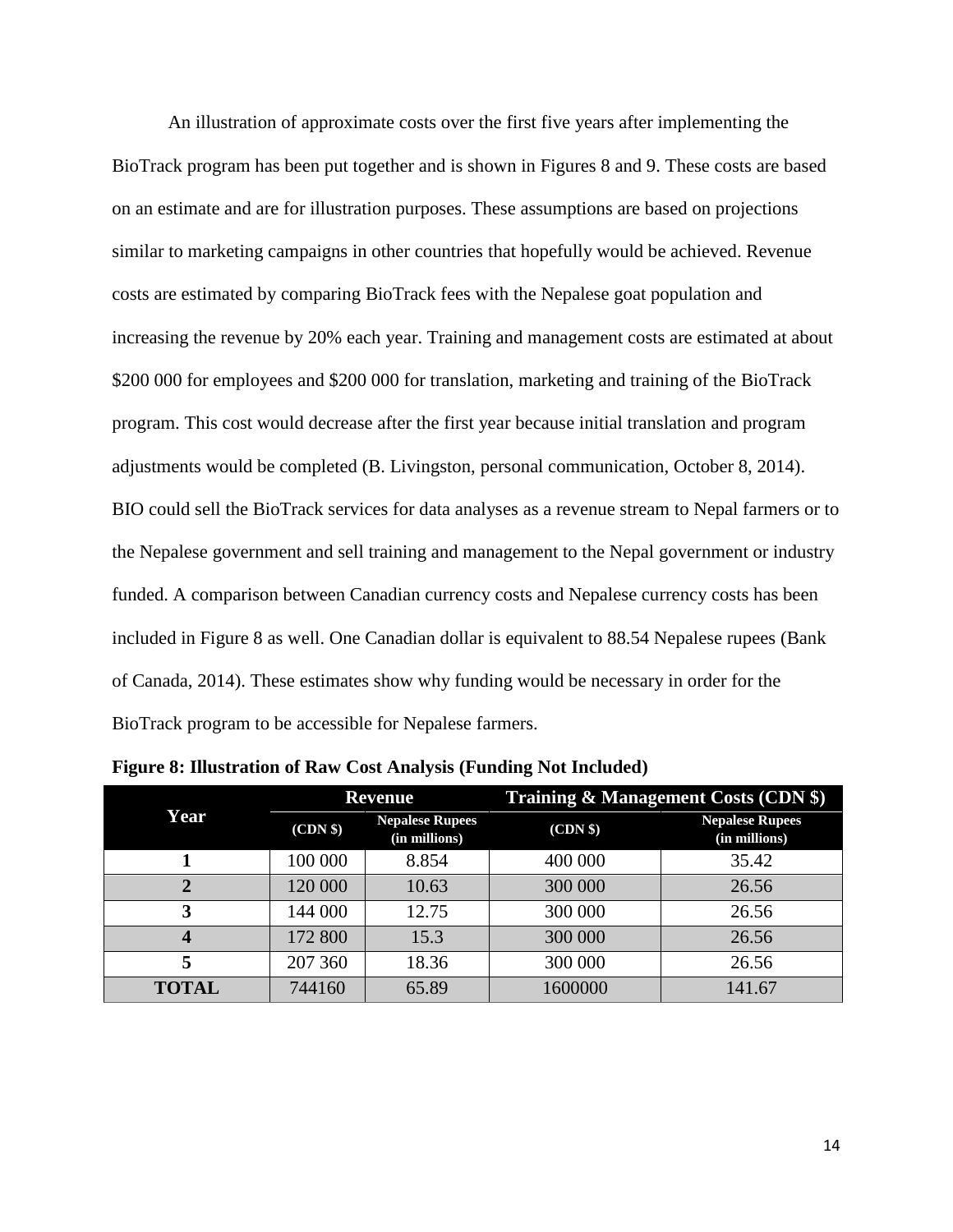An illustration of approximate costs over the first five years after implementing the BioTrack program has been put together and is shown in Figures 8 and 9. These costs are based on an estimate and are for illustration purposes. These assumptions are based on projections similar to marketing campaigns in other countries that hopefully would be achieved. Revenue costs are estimated by comparing BioTrack fees with the Nepalese goat population and increasing the revenue by 20% each year. Training and management costs are estimated at about $200 000 for employees and $200 000 for translation, marketing and training of the BioTrack program. This cost would decrease after the first year because initial translation and program adjustments would be completed (B. Livingston, personal communication, October 8, 2014). BIO could sell the BioTrack services for data analyses as a revenue stream to Nepal farmers or to the Nepalese government and sell training and management to the Nepal government or industry funded. A comparison between Canadian currency costs and Nepalese currency costs has been included in Figure 8 as well. One Canadian dollar is equivalent to 88.54 Nepalese rupees (Bank of Canada, 2014). These estimates show why funding would be necessary in order for the BioTrack program to be accessible for Nepalese farmers.

**Figure 8: Illustration of Raw Cost Analysis (Funding Not Included)**

| Year | Revenue | | Training & Management Costs (CDN $) | |
|---|---|---|---|---|
| | (CDN $) | Nepalese Rupees (in millions) | (CDN $) | Nepalese Rupees (in millions) |
| **1** | 100 000 | 8.854 | 400 000 | 35.42 |
| **2** | 120 000 | 10.63 | 300 000 | 26.56 |
| **3** | 144 000 | 12.75 | 300 000 | 26.56 |
| **4** | 172 800 | 15.3 | 300 000 | 26.56 |
| **5** | 207 360 | 18.36 | 300 000 | 26.56 |
| **TOTAL** | 744160 | 65.89 | 1600000 | 141.67 |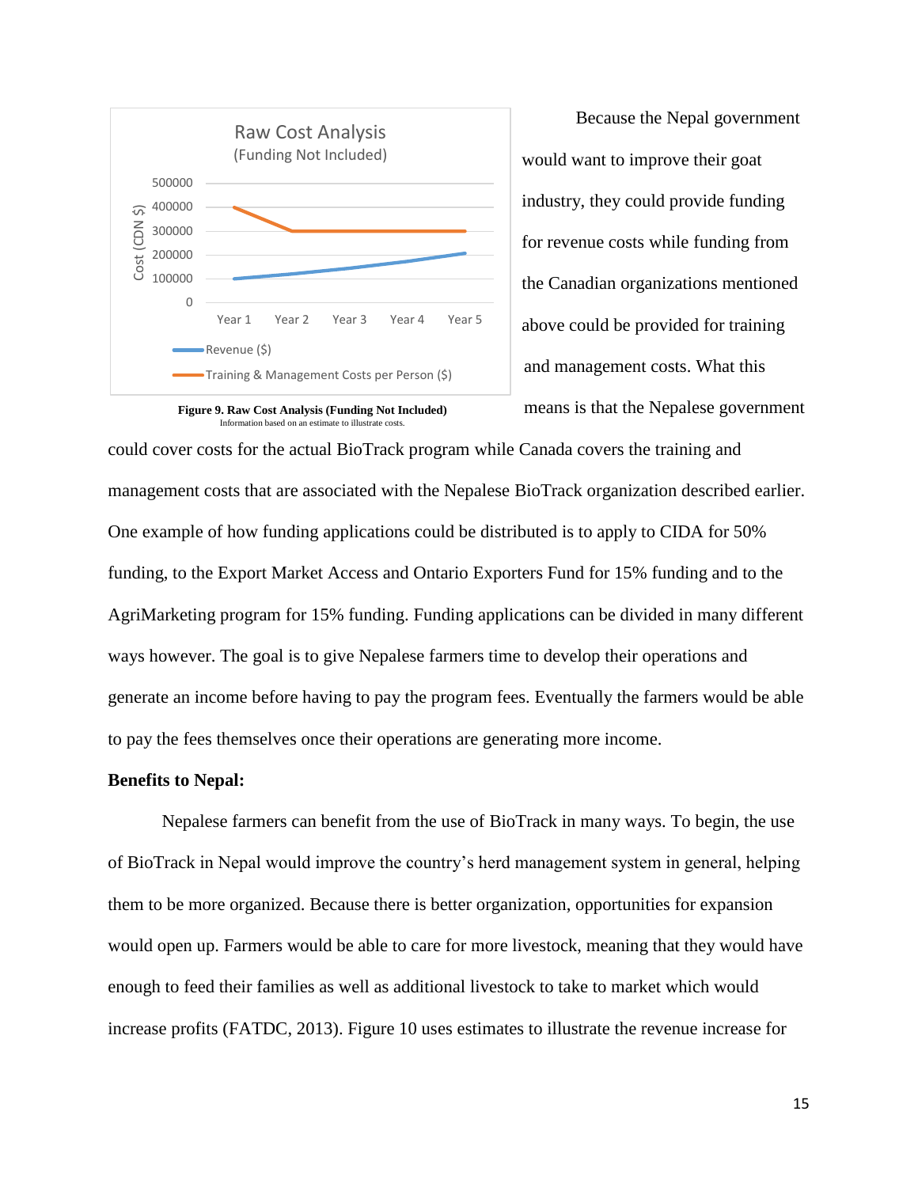Because the Nepal government would want to improve their goat industry, they could provide funding for revenue costs while funding from the Canadian organizations mentioned above could be provided for training and management costs. What this means is that the Nepalese government could cover costs for the actual BioTrack program while Canada covers the training and management costs that are associated with the Nepalese BioTrack organization described earlier. One example of how funding applications could be distributed is to apply to CIDA for 50% funding, to the Export Market Access and Ontario Exporters Fund for 15% funding and to the AgriMarketing program for 15% funding. Funding applications can be divided in many different ways however. The goal is to give Nepalese farmers time to develop their operations and generate an income before having to pay the program fees. Eventually the farmers would be able to pay the fees themselves once their operations are generating more income.

**Figure 9. Raw Cost Analysis (Funding Not Included)**
Information based on an estimate to illustrate costs.

**Benefits to Nepal:**

Nepalese farmers can benefit from the use of BioTrack in many ways. To begin, the use of BioTrack in Nepal would improve the country's herd management system in general, helping them to be more organized. Because there is better organization, opportunities for expansion would open up. Farmers would be able to care for more livestock, meaning that they would have enough to feed their families as well as additional livestock to take to market which would increase profits (FATDC, 2013). Figure 10 uses estimates to illustrate the revenue increase for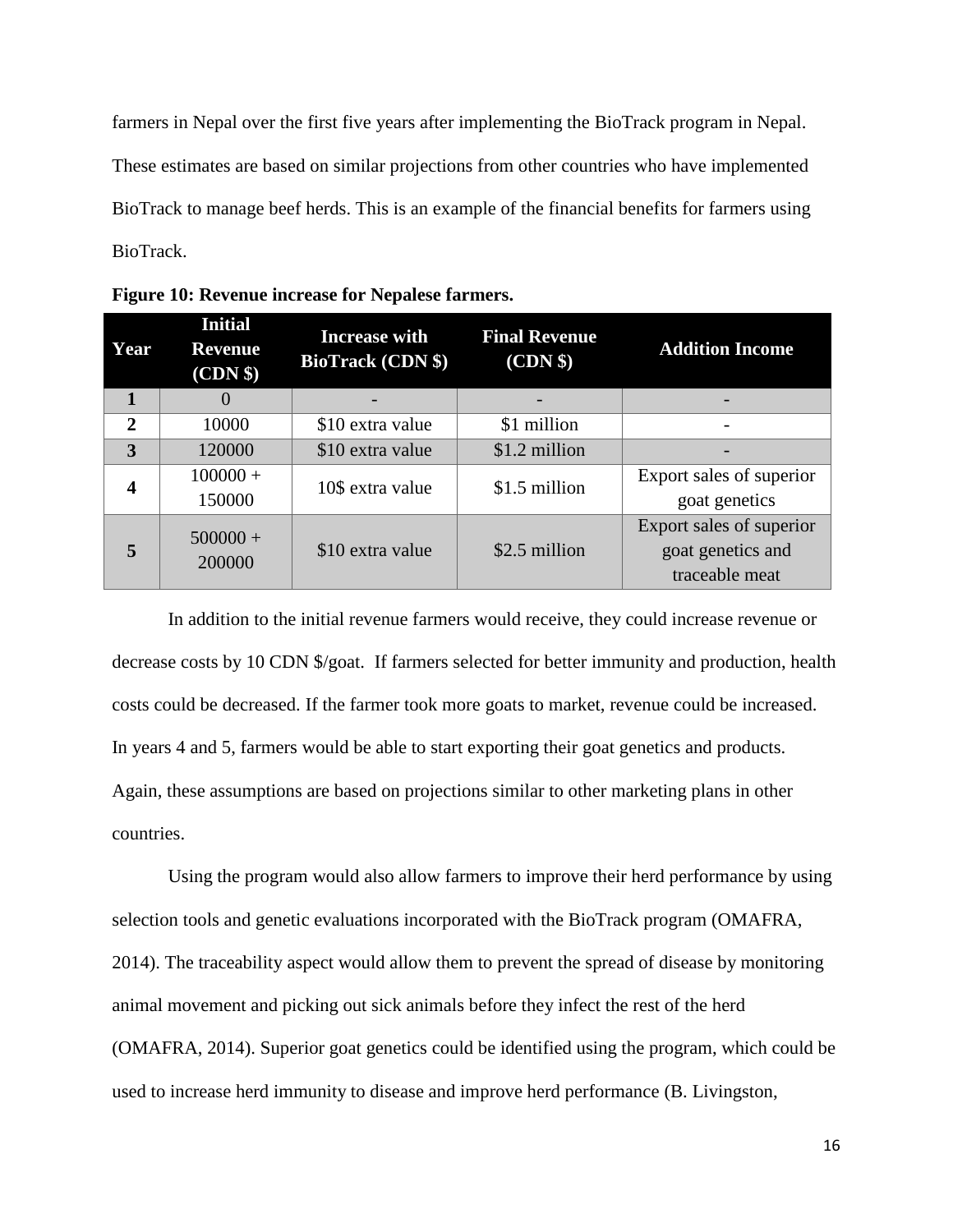farmers in Nepal over the first five years after implementing the BioTrack program in Nepal. These estimates are based on similar projections from other countries who have implemented BioTrack to manage beef herds. This is an example of the financial benefits for farmers using BioTrack.

**Figure 10: Revenue increase for Nepalese farmers.**

| Year | Initial Revenue (CDN $) | Increase with BioTrack (CDN $) | Final Revenue (CDN $) | Addition Income |
|---|---|---|---|---|
| **1** | 0 | - | - | - |
| **2** | 10000 | $10 extra value | $1 million | - |
| **3** | 120000 | $10 extra value | $1.2 million | - |
| **4** | 100000 + 150000 | 10$ extra value | $1.5 million | Export sales of superior goat genetics |
| **5** | 500000 + 200000 | $10 extra value | $2.5 million | Export sales of superior goat genetics and traceable meat |

In addition to the initial revenue farmers would receive, they could increase revenue or decrease costs by 10 CDN $/goat. If farmers selected for better immunity and production, health costs could be decreased. If the farmer took more goats to market, revenue could be increased. In years 4 and 5, farmers would be able to start exporting their goat genetics and products. Again, these assumptions are based on projections similar to other marketing plans in other countries.

Using the program would also allow farmers to improve their herd performance by using selection tools and genetic evaluations incorporated with the BioTrack program (OMAFRA, 2014). The traceability aspect would allow them to prevent the spread of disease by monitoring animal movement and picking out sick animals before they infect the rest of the herd (OMAFRA, 2014). Superior goat genetics could be identified using the program, which could be used to increase herd immunity to disease and improve herd performance (B. Livingston,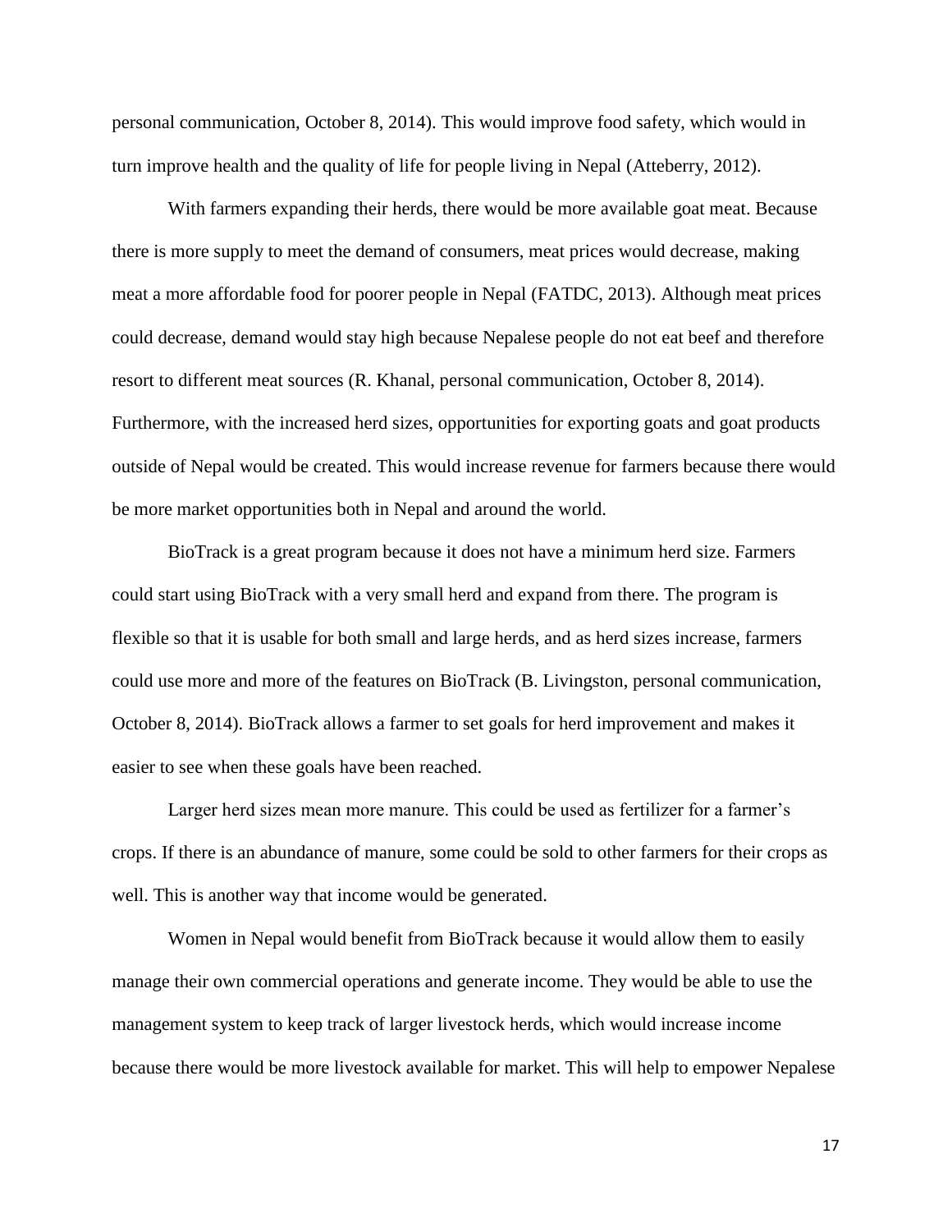personal communication, October 8, 2014). This would improve food safety, which would in turn improve health and the quality of life for people living in Nepal (Atteberry, 2012).

With farmers expanding their herds, there would be more available goat meat. Because there is more supply to meet the demand of consumers, meat prices would decrease, making meat a more affordable food for poorer people in Nepal (FATDC, 2013). Although meat prices could decrease, demand would stay high because Nepalese people do not eat beef and therefore resort to different meat sources (R. Khanal, personal communication, October 8, 2014). Furthermore, with the increased herd sizes, opportunities for exporting goats and goat products outside of Nepal would be created. This would increase revenue for farmers because there would be more market opportunities both in Nepal and around the world.

BioTrack is a great program because it does not have a minimum herd size. Farmers could start using BioTrack with a very small herd and expand from there. The program is flexible so that it is usable for both small and large herds, and as herd sizes increase, farmers could use more and more of the features on BioTrack (B. Livingston, personal communication, October 8, 2014). BioTrack allows a farmer to set goals for herd improvement and makes it easier to see when these goals have been reached.

Larger herd sizes mean more manure. This could be used as fertilizer for a farmer's crops. If there is an abundance of manure, some could be sold to other farmers for their crops as well. This is another way that income would be generated.

Women in Nepal would benefit from BioTrack because it would allow them to easily manage their own commercial operations and generate income. They would be able to use the management system to keep track of larger livestock herds, which would increase income because there would be more livestock available for market. This will help to empower Nepalese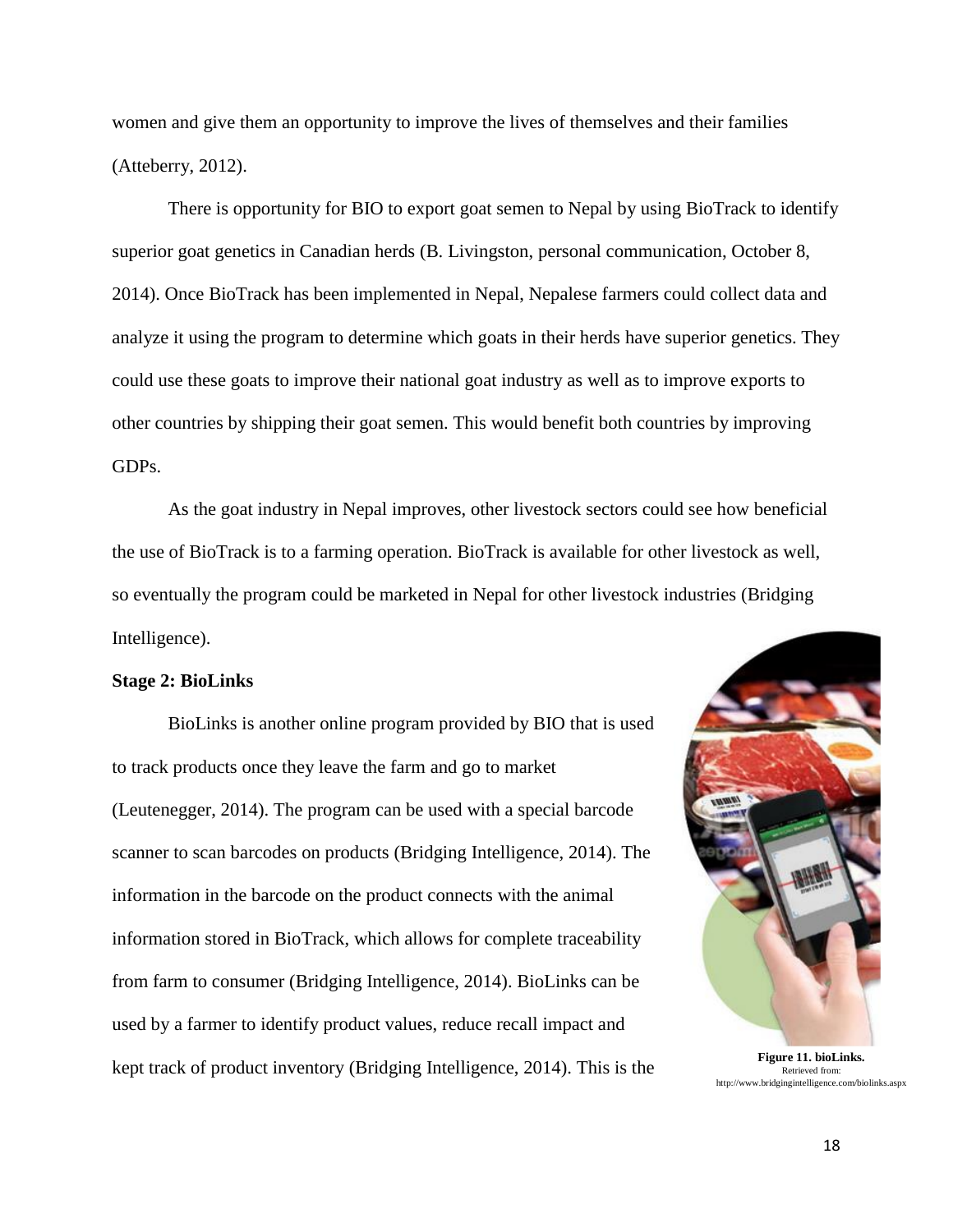women and give them an opportunity to improve the lives of themselves and their families (Atteberry, 2012).

There is opportunity for BIO to export goat semen to Nepal by using BioTrack to identify superior goat genetics in Canadian herds (B. Livingston, personal communication, October 8, 2014). Once BioTrack has been implemented in Nepal, Nepalese farmers could collect data and analyze it using the program to determine which goats in their herds have superior genetics. They could use these goats to improve their national goat industry as well as to improve exports to other countries by shipping their goat semen. This would benefit both countries by improving GDPs.

As the goat industry in Nepal improves, other livestock sectors could see how beneficial the use of BioTrack is to a farming operation. BioTrack is available for other livestock as well, so eventually the program could be marketed in Nepal for other livestock industries (Bridging Intelligence).

**Stage 2: BioLinks**

BioLinks is another online program provided by BIO that is used to track products once they leave the farm and go to market (Leutenegger, 2014). The program can be used with a special barcode scanner to scan barcodes on products (Bridging Intelligence, 2014). The information in the barcode on the product connects with the animal information stored in BioTrack, which allows for complete traceability from farm to consumer (Bridging Intelligence, 2014). BioLinks can be used by a farmer to identify product values, reduce recall impact and kept track of product inventory (Bridging Intelligence, 2014). This is the

**Figure 11. bioLinks.** Retrieved from: http://www.bridgingintelligence.com/biolinks.aspx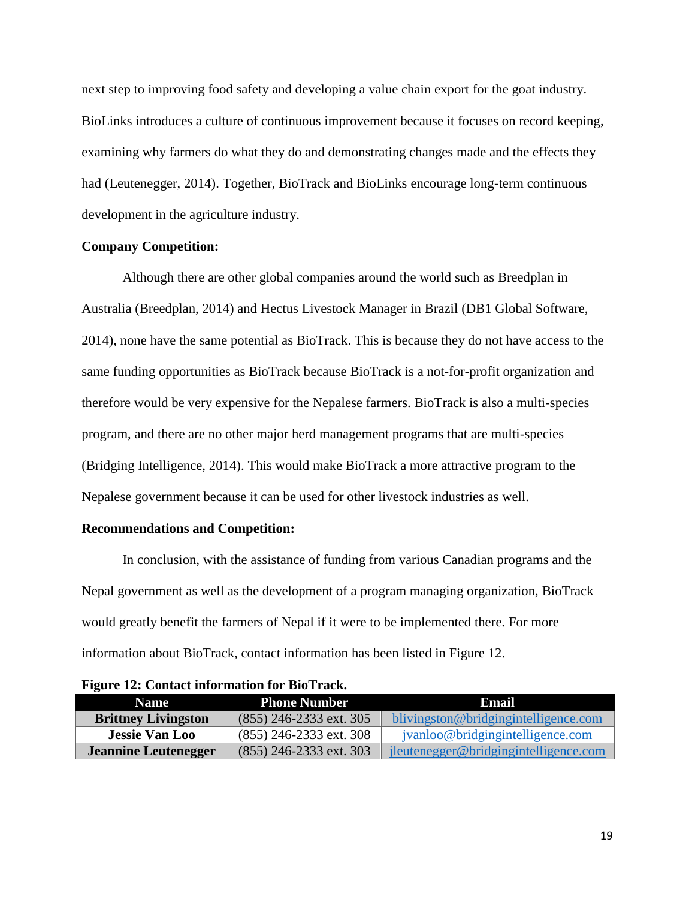next step to improving food safety and developing a value chain export for the goat industry. BioLinks introduces a culture of continuous improvement because it focuses on record keeping, examining why farmers do what they do and demonstrating changes made and the effects they had (Leutenegger, 2014). Together, BioTrack and BioLinks encourage long-term continuous development in the agriculture industry.

**Company Competition:**

Although there are other global companies around the world such as Breedplan in Australia (Breedplan, 2014) and Hectus Livestock Manager in Brazil (DB1 Global Software, 2014), none have the same potential as BioTrack. This is because they do not have access to the same funding opportunities as BioTrack because BioTrack is a not-for-profit organization and therefore would be very expensive for the Nepalese farmers. BioTrack is also a multi-species program, and there are no other major herd management programs that are multi-species (Bridging Intelligence, 2014). This would make BioTrack a more attractive program to the Nepalese government because it can be used for other livestock industries as well.

**Recommendations and Competition:**

In conclusion, with the assistance of funding from various Canadian programs and the Nepal government as well as the development of a program managing organization, BioTrack would greatly benefit the farmers of Nepal if it were to be implemented there. For more information about BioTrack, contact information has been listed in Figure 12.

**Figure 12: Contact information for BioTrack.**

| Name | Phone Number | Email |
|---|---|---|
| **Brittney Livingston** | (855) 246-2333 ext. 305 | blivingston@bridgingintelligence.com |
| **Jessie Van Loo** | (855) 246-2333 ext. 308 | jvanloo@bridgingintelligence.com |
| **Jeannine Leutenegger** | (855) 246-2333 ext. 303 | jleutenegger@bridgingintelligence.com |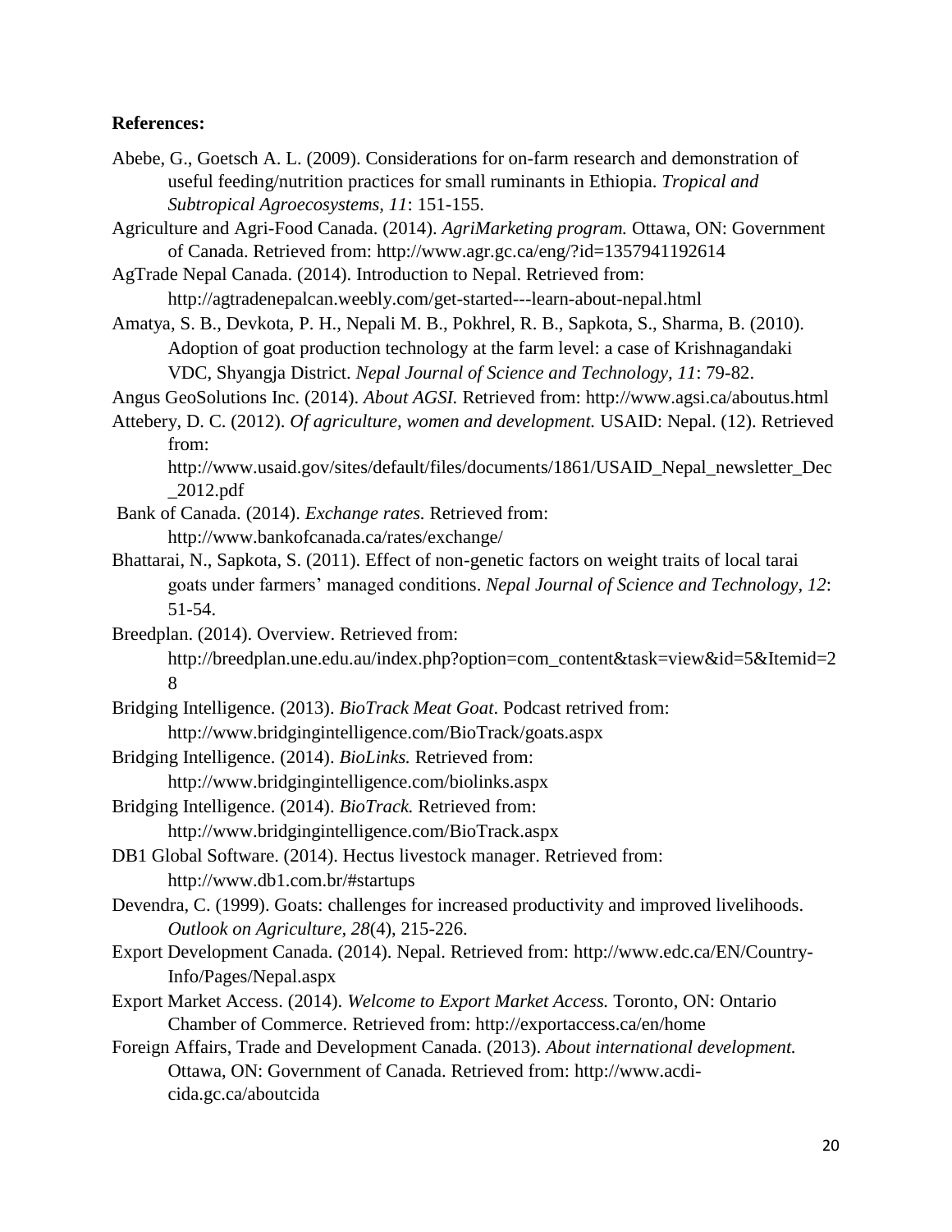**References:**

Abebe, G., Goetsch A. L. (2009). Considerations for on-farm research and demonstration of useful feeding/nutrition practices for small ruminants in Ethiopia. *Tropical and Subtropical Agroecosystems, 11*: 151-155.

Agriculture and Agri-Food Canada. (2014). *AgriMarketing program.* Ottawa, ON: Government of Canada. Retrieved from: http://www.agr.gc.ca/eng/?id=1357941192614

AgTrade Nepal Canada. (2014). Introduction to Nepal. Retrieved from: http://agtradenepalcan.weebly.com/get-started---learn-about-nepal.html

Amatya, S. B., Devkota, P. H., Nepali M. B., Pokhrel, R. B., Sapkota, S., Sharma, B. (2010). Adoption of goat production technology at the farm level: a case of Krishnagandaki VDC, Shyangja District. *Nepal Journal of Science and Technology, 11*: 79-82.

Angus GeoSolutions Inc. (2014). *About AGSI.* Retrieved from: http://www.agsi.ca/aboutus.html

Attebery, D. C. (2012). *Of agriculture, women and development.* USAID: Nepal. (12). Retrieved from: http://www.usaid.gov/sites/default/files/documents/1861/USAID_Nepal_newsletter_Dec_2012.pdf

Bank of Canada. (2014). *Exchange rates.* Retrieved from: http://www.bankofcanada.ca/rates/exchange/

Bhattarai, N., Sapkota, S. (2011). Effect of non-genetic factors on weight traits of local tarai goats under farmers' managed conditions. *Nepal Journal of Science and Technology, 12*: 51-54.

Breedplan. (2014). Overview. Retrieved from: http://breedplan.une.edu.au/index.php?option=com_content&task=view&id=5&Itemid=28

Bridging Intelligence. (2013). *BioTrack Meat Goat*. Podcast retrived from: http://www.bridgingintelligence.com/BioTrack/goats.aspx

Bridging Intelligence. (2014). *BioLinks.* Retrieved from: http://www.bridgingintelligence.com/biolinks.aspx

Bridging Intelligence. (2014). *BioTrack.* Retrieved from: http://www.bridgingintelligence.com/BioTrack.aspx

DB1 Global Software. (2014). Hectus livestock manager. Retrieved from: http://www.db1.com.br/#startups

Devendra, C. (1999). Goats: challenges for increased productivity and improved livelihoods. *Outlook on Agriculture, 28*(4), 215-226.

Export Development Canada. (2014). Nepal. Retrieved from: http://www.edc.ca/EN/Country-Info/Pages/Nepal.aspx

Export Market Access. (2014). *Welcome to Export Market Access.* Toronto, ON: Ontario Chamber of Commerce. Retrieved from: http://exportaccess.ca/en/home

Foreign Affairs, Trade and Development Canada. (2013). *About international development.* Ottawa, ON: Government of Canada. Retrieved from: http://www.acdi-cida.gc.ca/aboutcida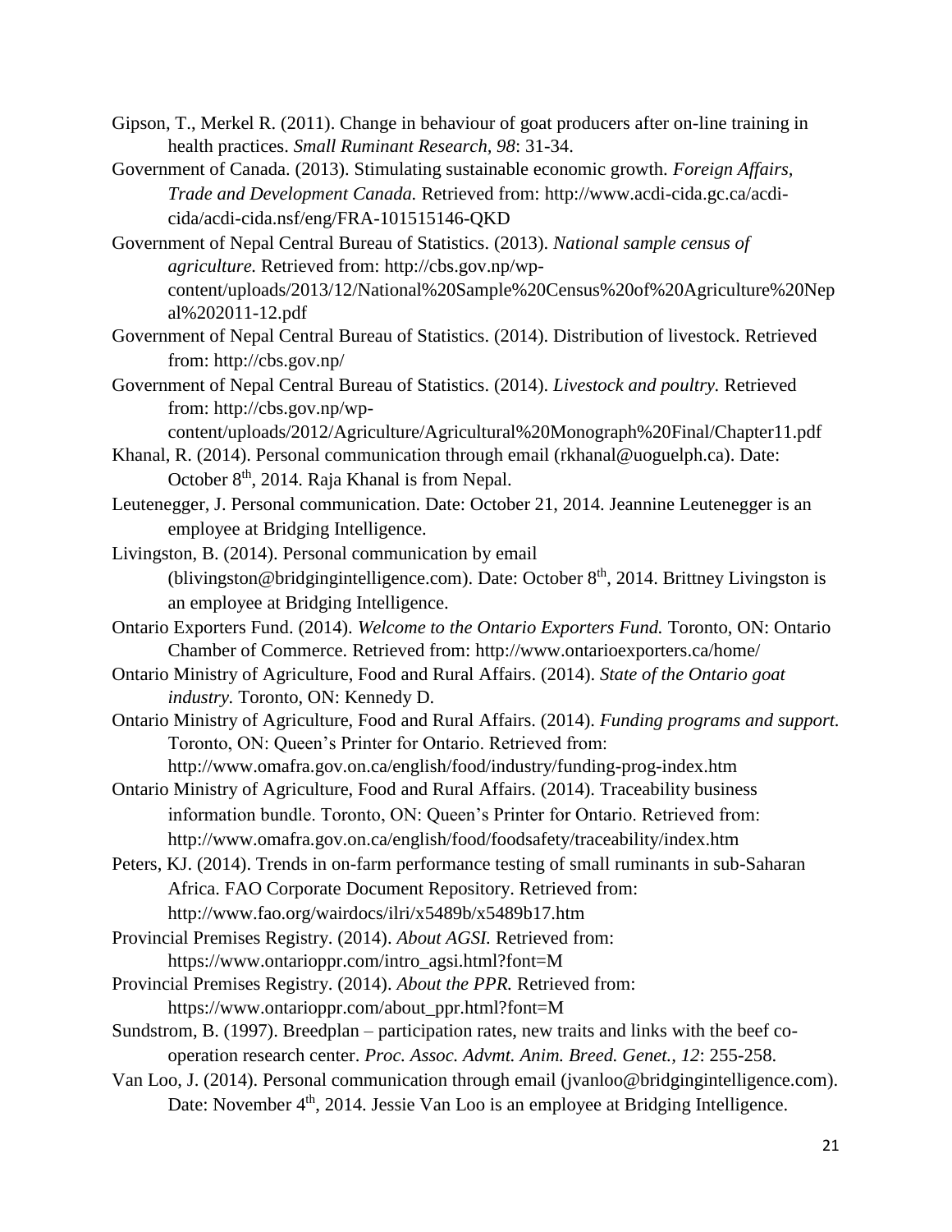Gipson, T., Merkel R. (2011). Change in behaviour of goat producers after on-line training in health practices. *Small Ruminant Research, 98*: 31-34.

Government of Canada. (2013). Stimulating sustainable economic growth. *Foreign Affairs, Trade and Development Canada.* Retrieved from: http://www.acdi-cida.gc.ca/acdi-cida/acdi-cida.nsf/eng/FRA-101515146-QKD

Government of Nepal Central Bureau of Statistics. (2013). *National sample census of agriculture.* Retrieved from: http://cbs.gov.np/wp-content/uploads/2013/12/National%20Sample%20Census%20of%20Agriculture%20Nepal%202011-12.pdf

Government of Nepal Central Bureau of Statistics. (2014). Distribution of livestock. Retrieved from: http://cbs.gov.np/

Government of Nepal Central Bureau of Statistics. (2014). *Livestock and poultry.* Retrieved from: http://cbs.gov.np/wp-content/uploads/2012/Agriculture/Agricultural%20Monograph%20Final/Chapter11.pdf

Khanal, R. (2014). Personal communication through email (rkhanal@uoguelph.ca). Date: October 8th, 2014. Raja Khanal is from Nepal.

Leutenegger, J. Personal communication. Date: October 21, 2014. Jeannine Leutenegger is an employee at Bridging Intelligence.

Livingston, B. (2014). Personal communication by email (blivingston@bridgingintelligence.com). Date: October 8th, 2014. Brittney Livingston is an employee at Bridging Intelligence.

Ontario Exporters Fund. (2014). *Welcome to the Ontario Exporters Fund.* Toronto, ON: Ontario Chamber of Commerce. Retrieved from: http://www.ontarioexporters.ca/home/

Ontario Ministry of Agriculture, Food and Rural Affairs. (2014). *State of the Ontario goat industry.* Toronto, ON: Kennedy D.

Ontario Ministry of Agriculture, Food and Rural Affairs. (2014). *Funding programs and support.* Toronto, ON: Queen's Printer for Ontario. Retrieved from: http://www.omafra.gov.on.ca/english/food/industry/funding-prog-index.htm

Ontario Ministry of Agriculture, Food and Rural Affairs. (2014). Traceability business information bundle. Toronto, ON: Queen's Printer for Ontario. Retrieved from: http://www.omafra.gov.on.ca/english/food/foodsafety/traceability/index.htm

Peters, KJ. (2014). Trends in on-farm performance testing of small ruminants in sub-Saharan Africa. FAO Corporate Document Repository. Retrieved from: http://www.fao.org/wairdocs/ilri/x5489b/x5489b17.htm

Provincial Premises Registry. (2014). *About AGSI.* Retrieved from: https://www.ontarioppr.com/intro_agsi.html?font=M

Provincial Premises Registry. (2014). *About the PPR.* Retrieved from: https://www.ontarioppr.com/about_ppr.html?font=M

Sundstrom, B. (1997). Breedplan – participation rates, new traits and links with the beef co-operation research center. *Proc. Assoc. Advmt. Anim. Breed. Genet., 12*: 255-258.

Van Loo, J. (2014). Personal communication through email (jvanloo@bridgingintelligence.com). Date: November 4th, 2014. Jessie Van Loo is an employee at Bridging Intelligence.